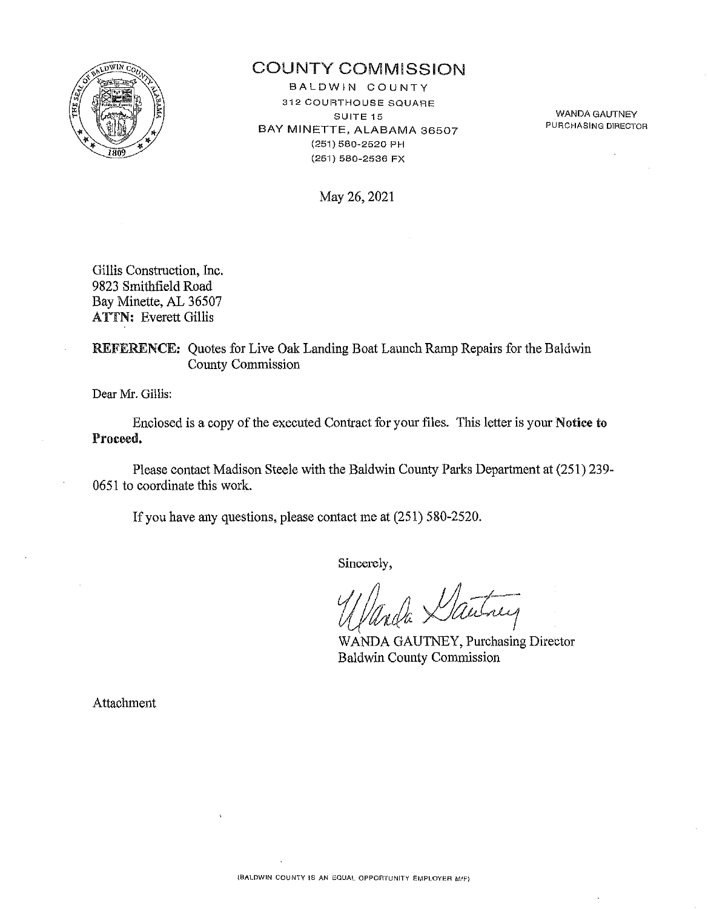# COUNTY COMMISSION

BALDWIN COUNTY
312 COURTHOUSE SQUARE
SUITE 15
BAY MINETTE, ALABAMA 36507
(251) 580-2520 PH
(251) 580-2536 FX

WANDA GAUTNEY
PURCHASING DIRECTOR

May 26, 2021

Gillis Construction, Inc.
9823 Smithfield Road
Bay Minette, AL 36507
**ATTN:** Everett Gillis

**REFERENCE:** Quotes for Live Oak Landing Boat Launch Ramp Repairs for the Baldwin County Commission

Dear Mr. Gillis:

Enclosed is a copy of the executed Contract for your files. This letter is your **Notice to Proceed.**

Please contact Madison Steele with the Baldwin County Parks Department at (251) 239-0651 to coordinate this work.

If you have any questions, please contact me at (251) 580-2520.

Sincerely,

WANDA GAUTNEY, Purchasing Director
Baldwin County Commission

Attachment

(BALDWIN COUNTY IS AN EQUAL OPPORTUNITY EMPLOYER M/F)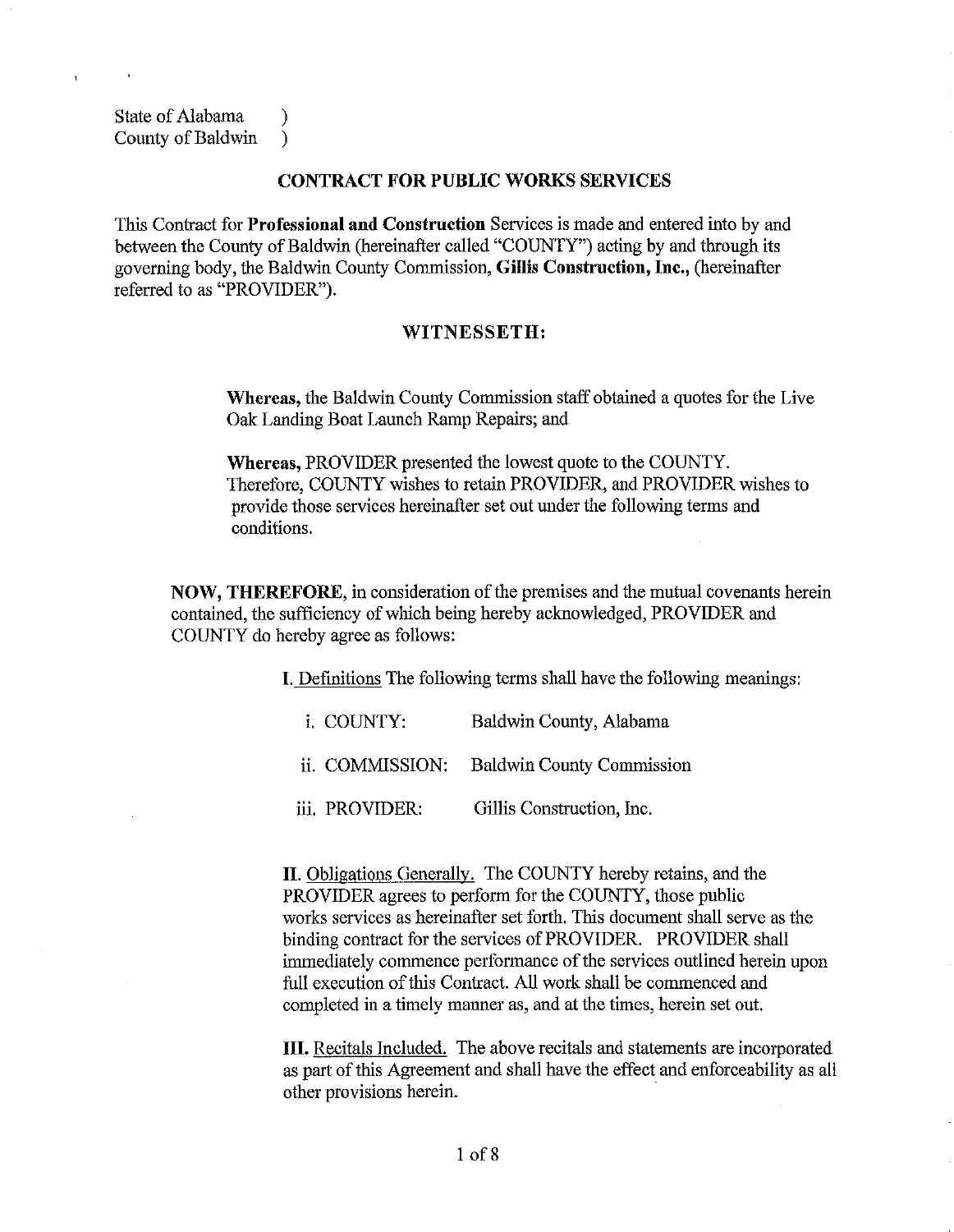State of Alabama )
County of Baldwin )

## CONTRACT FOR PUBLIC WORKS SERVICES

This Contract for **Professional and Construction** Services is made and entered into by and between the County of Baldwin (hereinafter called "COUNTY") acting by and through its governing body, the Baldwin County Commission, **Gillis Construction, Inc.**, (hereinafter referred to as "PROVIDER").

### WITNESSETH:

**Whereas,** the Baldwin County Commission staff obtained a quotes for the Live Oak Landing Boat Launch Ramp Repairs; and

**Whereas,** PROVIDER presented the lowest quote to the COUNTY. Therefore, COUNTY wishes to retain PROVIDER, and PROVIDER wishes to provide those services hereinafter set out under the following terms and conditions.

**NOW, THEREFORE,** in consideration of the premises and the mutual covenants herein contained, the sufficiency of which being hereby acknowledged, PROVIDER and COUNTY do hereby agree as follows:

**I.** Definitions The following terms shall have the following meanings:

i. COUNTY: Baldwin County, Alabama

ii. COMMISSION: Baldwin County Commission

iii. PROVIDER: Gillis Construction, Inc.

**II.** Obligations Generally. The COUNTY hereby retains, and the PROVIDER agrees to perform for the COUNTY, those public works services as hereinafter set forth. This document shall serve as the binding contract for the services of PROVIDER. PROVIDER shall immediately commence performance of the services outlined herein upon full execution of this Contract. All work shall be commenced and completed in a timely manner as, and at the times, herein set out.

**III.** Recitals Included. The above recitals and statements are incorporated as part of this Agreement and shall have the effect and enforceability as all other provisions herein.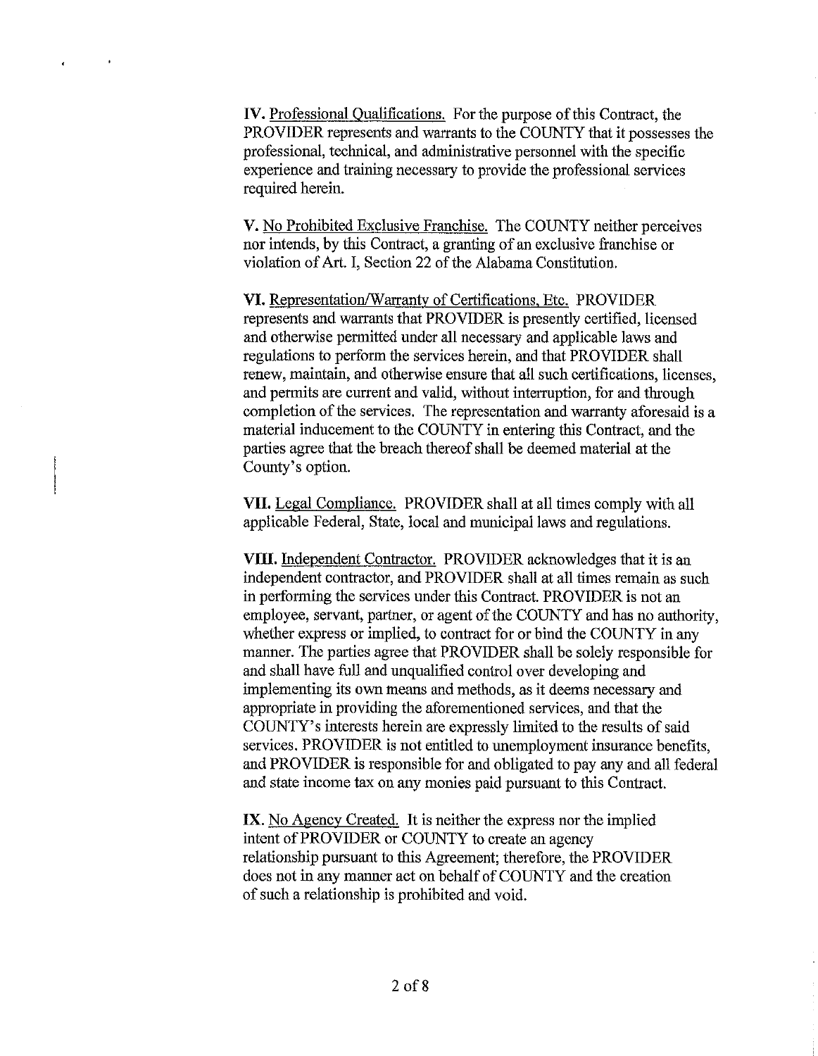**IV.** Professional Qualifications. For the purpose of this Contract, the PROVIDER represents and warrants to the COUNTY that it possesses the professional, technical, and administrative personnel with the specific experience and training necessary to provide the professional services required herein.

**V.** No Prohibited Exclusive Franchise. The COUNTY neither perceives nor intends, by this Contract, a granting of an exclusive franchise or violation of Art. I, Section 22 of the Alabama Constitution.

**VI.** Representation/Warranty of Certifications, Etc. PROVIDER represents and warrants that PROVIDER is presently certified, licensed and otherwise permitted under all necessary and applicable laws and regulations to perform the services herein, and that PROVIDER shall renew, maintain, and otherwise ensure that all such certifications, licenses, and permits are current and valid, without interruption, for and through completion of the services. The representation and warranty aforesaid is a material inducement to the COUNTY in entering this Contract, and the parties agree that the breach thereof shall be deemed material at the County's option.

**VII.** Legal Compliance. PROVIDER shall at all times comply with all applicable Federal, State, local and municipal laws and regulations.

**VIII.** Independent Contractor. PROVIDER acknowledges that it is an independent contractor, and PROVIDER shall at all times remain as such in performing the services under this Contract. PROVIDER is not an employee, servant, partner, or agent of the COUNTY and has no authority, whether express or implied, to contract for or bind the COUNTY in any manner. The parties agree that PROVIDER shall be solely responsible for and shall have full and unqualified control over developing and implementing its own means and methods, as it deems necessary and appropriate in providing the aforementioned services, and that the COUNTY's interests herein are expressly limited to the results of said services. PROVIDER is not entitled to unemployment insurance benefits, and PROVIDER is responsible for and obligated to pay any and all federal and state income tax on any monies paid pursuant to this Contract.

**IX.** No Agency Created. It is neither the express nor the implied intent of PROVIDER or COUNTY to create an agency relationship pursuant to this Agreement; therefore, the PROVIDER does not in any manner act on behalf of COUNTY and the creation of such a relationship is prohibited and void.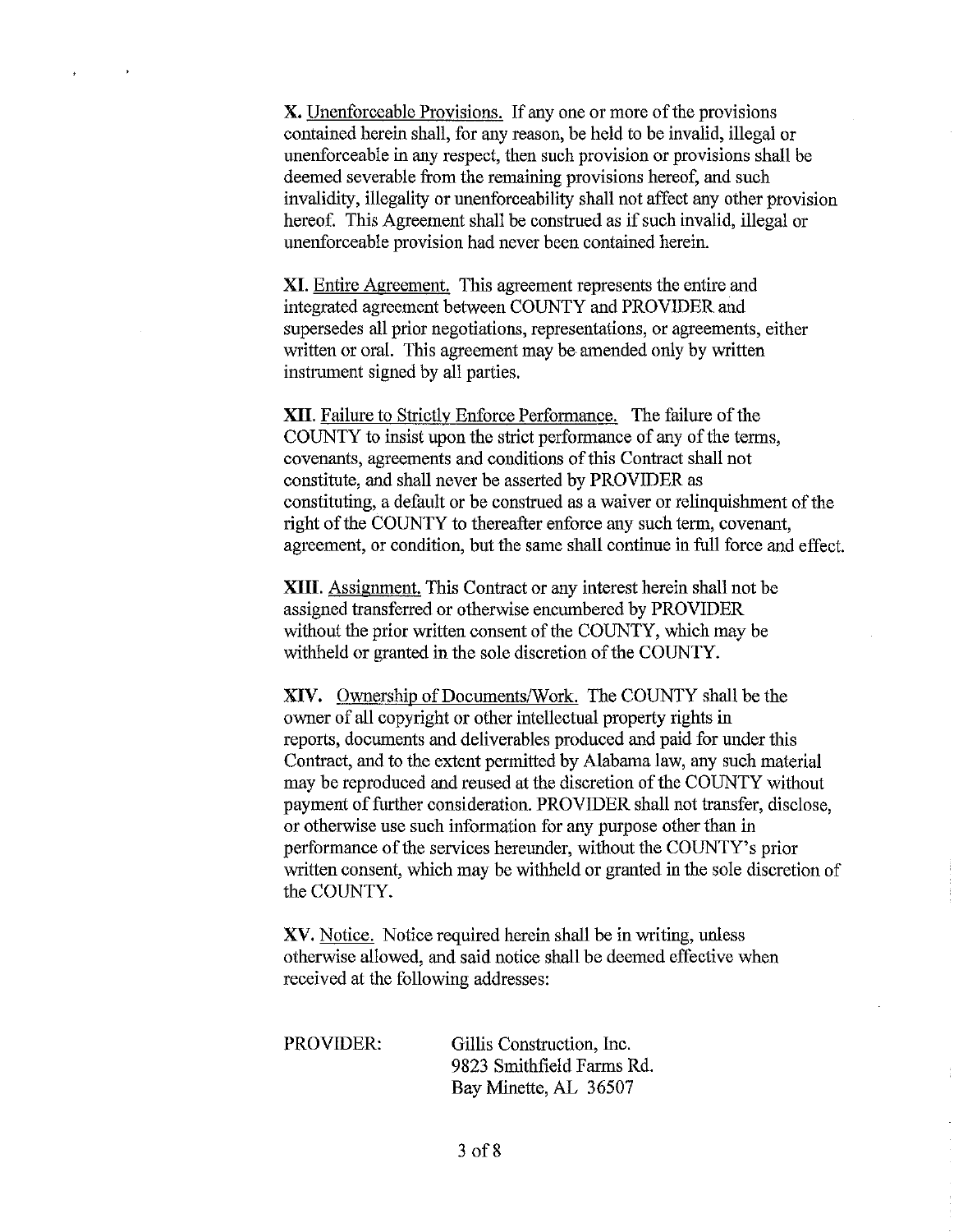**X.** Unenforceable Provisions. If any one or more of the provisions contained herein shall, for any reason, be held to be invalid, illegal or unenforceable in any respect, then such provision or provisions shall be deemed severable from the remaining provisions hereof, and such invalidity, illegality or unenforceability shall not affect any other provision hereof. This Agreement shall be construed as if such invalid, illegal or unenforceable provision had never been contained herein.

**XI.** Entire Agreement. This agreement represents the entire and integrated agreement between COUNTY and PROVIDER and supersedes all prior negotiations, representations, or agreements, either written or oral. This agreement may be amended only by written instrument signed by all parties.

**XII.** Failure to Strictly Enforce Performance. The failure of the COUNTY to insist upon the strict performance of any of the terms, covenants, agreements and conditions of this Contract shall not constitute, and shall never be asserted by PROVIDER as constituting, a default or be construed as a waiver or relinquishment of the right of the COUNTY to thereafter enforce any such term, covenant, agreement, or condition, but the same shall continue in full force and effect.

**XIII.** Assignment. This Contract or any interest herein shall not be assigned transferred or otherwise encumbered by PROVIDER without the prior written consent of the COUNTY, which may be withheld or granted in the sole discretion of the COUNTY.

**XIV.** Ownership of Documents/Work. The COUNTY shall be the owner of all copyright or other intellectual property rights in reports, documents and deliverables produced and paid for under this Contract, and to the extent permitted by Alabama law, any such material may be reproduced and reused at the discretion of the COUNTY without payment of further consideration. PROVIDER shall not transfer, disclose, or otherwise use such information for any purpose other than in performance of the services hereunder, without the COUNTY's prior written consent, which may be withheld or granted in the sole discretion of the COUNTY.

**XV.** Notice. Notice required herein shall be in writing, unless otherwise allowed, and said notice shall be deemed effective when received at the following addresses:

PROVIDER:

Gillis Construction, Inc.
9823 Smithfield Farms Rd.
Bay Minette, AL 36507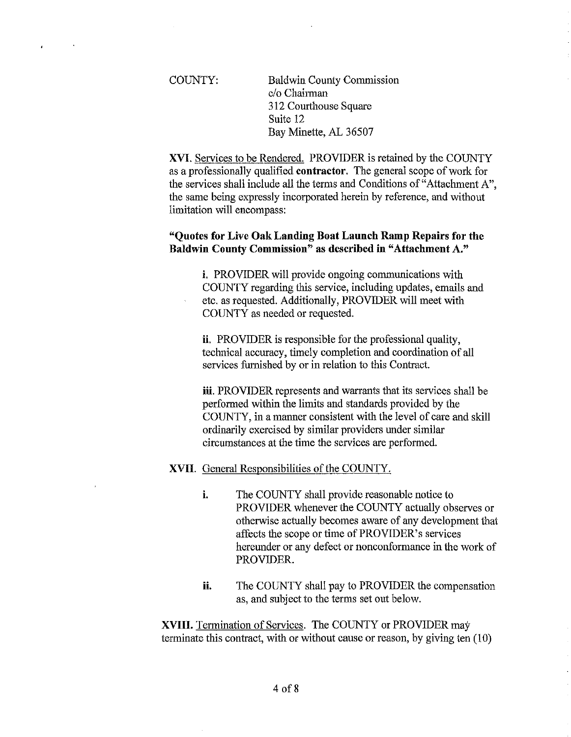COUNTY: Baldwin County Commission
c/o Chairman
312 Courthouse Square
Suite 12
Bay Minette, AL 36507

**XVI.** Services to be Rendered. PROVIDER is retained by the COUNTY as a professionally qualified **contractor**. The general scope of work for the services shall include all the terms and Conditions of "Attachment A", the same being expressly incorporated herein by reference, and without limitation will encompass:

**"Quotes for Live Oak Landing Boat Launch Ramp Repairs for the Baldwin County Commission" as described in "Attachment A."**

**i.** PROVIDER will provide ongoing communications with COUNTY regarding this service, including updates, emails and etc. as requested. Additionally, PROVIDER will meet with COUNTY as needed or requested.

**ii.** PROVIDER is responsible for the professional quality, technical accuracy, timely completion and coordination of all services furnished by or in relation to this Contract.

**iii.** PROVIDER represents and warrants that its services shall be performed within the limits and standards provided by the COUNTY, in a manner consistent with the level of care and skill ordinarily exercised by similar providers under similar circumstances at the time the services are performed.

**XVII.** General Responsibilities of the COUNTY.

**i.** The COUNTY shall provide reasonable notice to PROVIDER whenever the COUNTY actually observes or otherwise actually becomes aware of any development that affects the scope or time of PROVIDER's services hereunder or any defect or nonconformance in the work of PROVIDER.

**ii.** The COUNTY shall pay to PROVIDER the compensation as, and subject to the terms set out below.

**XVIII.** Termination of Services. The COUNTY or PROVIDER may terminate this contract, with or without cause or reason, by giving ten (10)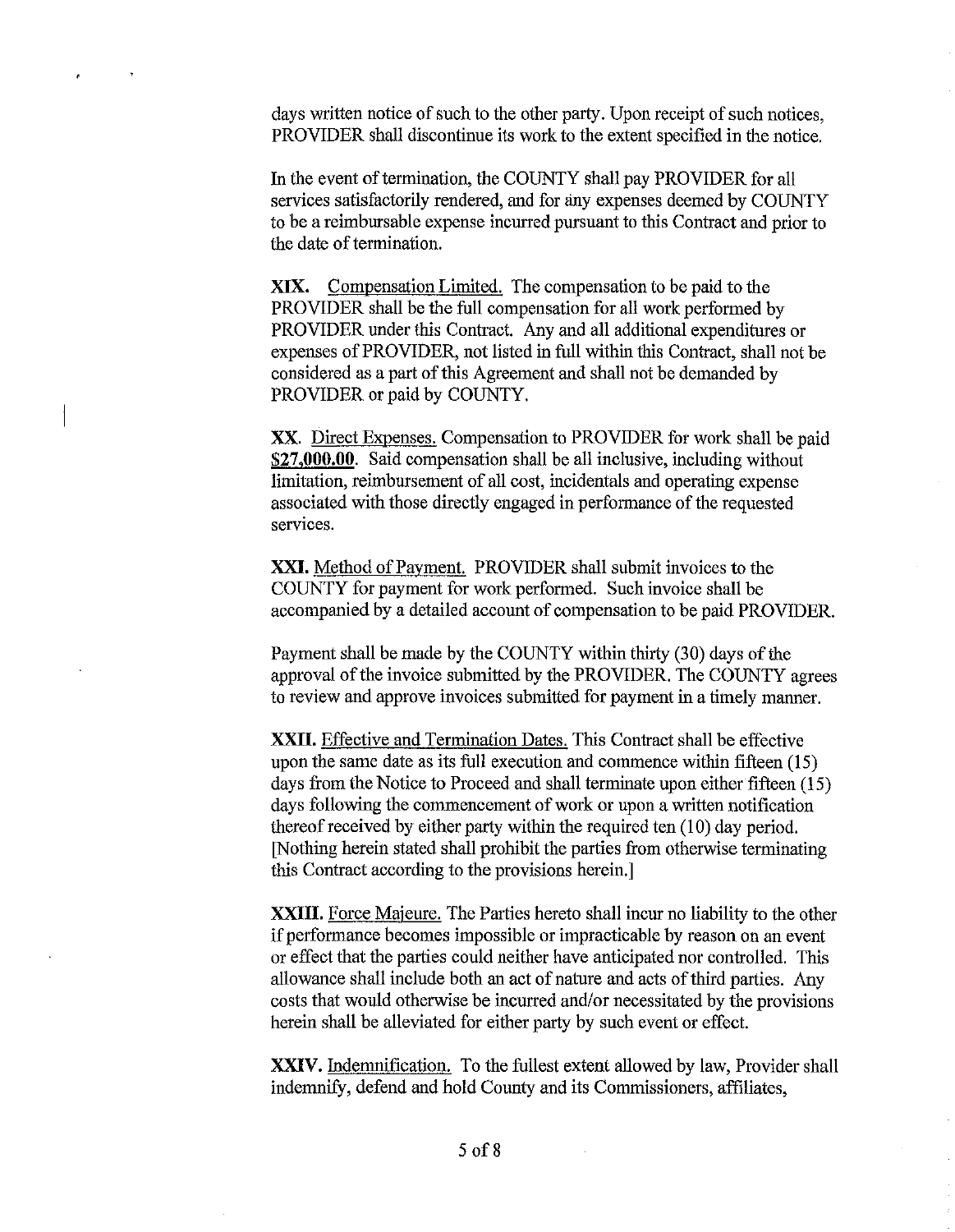days written notice of such to the other party. Upon receipt of such notices, PROVIDER shall discontinue its work to the extent specified in the notice.

In the event of termination, the COUNTY shall pay PROVIDER for all services satisfactorily rendered, and for any expenses deemed by COUNTY to be a reimbursable expense incurred pursuant to this Contract and prior to the date of termination.

**XIX.** Compensation Limited. The compensation to be paid to the PROVIDER shall be the full compensation for all work performed by PROVIDER under this Contract. Any and all additional expenditures or expenses of PROVIDER, not listed in full within this Contract, shall not be considered as a part of this Agreement and shall not be demanded by PROVIDER or paid by COUNTY.

**XX**. Direct Expenses. Compensation to PROVIDER for work shall be paid **$27,000.00**. Said compensation shall be all inclusive, including without limitation, reimbursement of all cost, incidentals and operating expense associated with those directly engaged in performance of the requested services.

**XXI.** Method of Payment. PROVIDER shall submit invoices to the COUNTY for payment for work performed. Such invoice shall be accompanied by a detailed account of compensation to be paid PROVIDER.

Payment shall be made by the COUNTY within thirty (30) days of the approval of the invoice submitted by the PROVIDER. The COUNTY agrees to review and approve invoices submitted for payment in a timely manner.

**XXII.** Effective and Termination Dates. This Contract shall be effective upon the same date as its full execution and commence within fifteen (15) days from the Notice to Proceed and shall terminate upon either fifteen (15) days following the commencement of work or upon a written notification thereof received by either party within the required ten (10) day period. [Nothing herein stated shall prohibit the parties from otherwise terminating this Contract according to the provisions herein.]

**XXIII.** Force Majeure. The Parties hereto shall incur no liability to the other if performance becomes impossible or impracticable by reason on an event or effect that the parties could neither have anticipated nor controlled. This allowance shall include both an act of nature and acts of third parties. Any costs that would otherwise be incurred and/or necessitated by the provisions herein shall be alleviated for either party by such event or effect.

**XXIV.** Indemnification. To the fullest extent allowed by law, Provider shall indemnify, defend and hold County and its Commissioners, affiliates,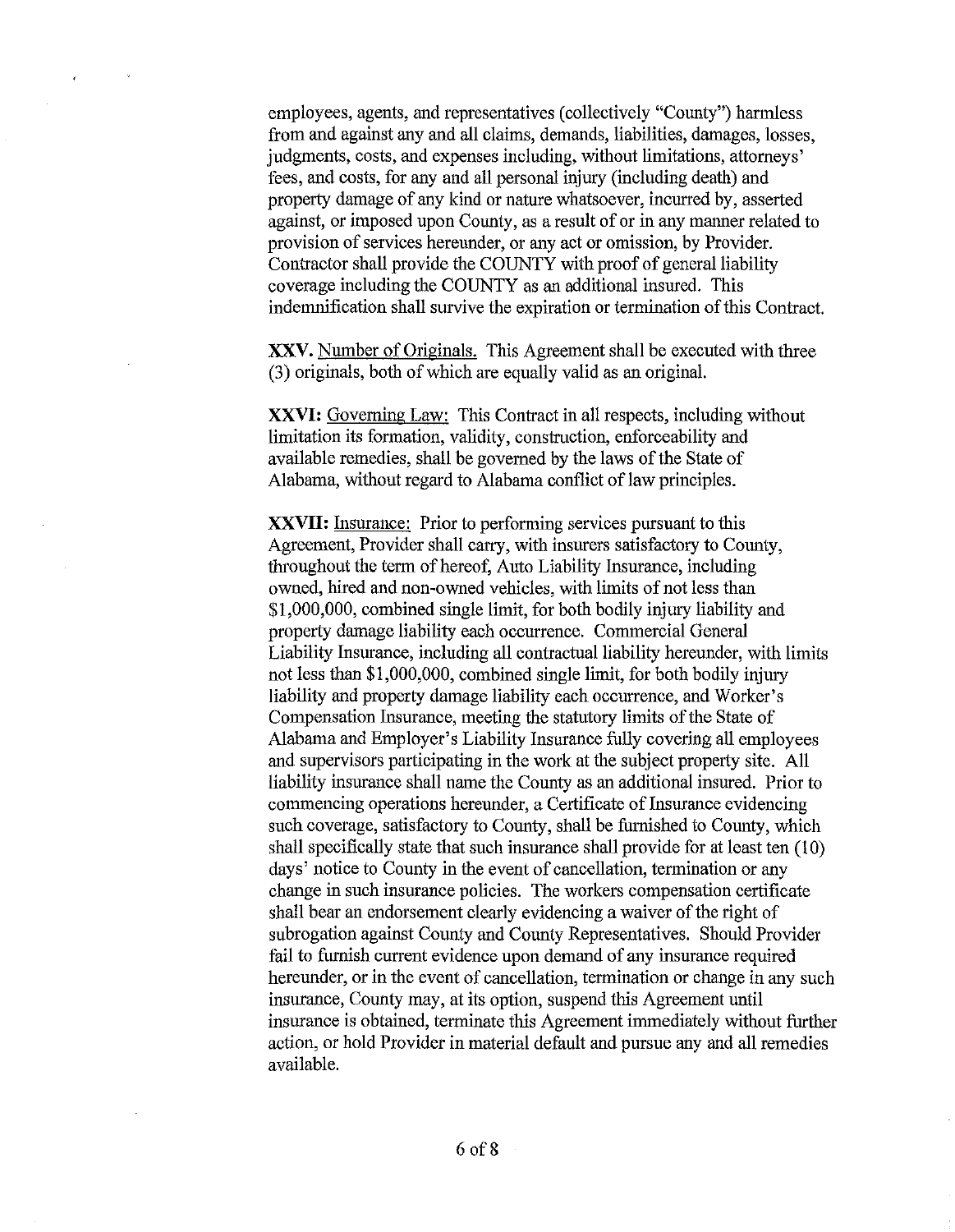employees, agents, and representatives (collectively "County") harmless from and against any and all claims, demands, liabilities, damages, losses, judgments, costs, and expenses including, without limitations, attorneys' fees, and costs, for any and all personal injury (including death) and property damage of any kind or nature whatsoever, incurred by, asserted against, or imposed upon County, as a result of or in any manner related to provision of services hereunder, or any act or omission, by Provider. Contractor shall provide the COUNTY with proof of general liability coverage including the COUNTY as an additional insured. This indemnification shall survive the expiration or termination of this Contract.

**XXV.** Number of Originals. This Agreement shall be executed with three (3) originals, both of which are equally valid as an original.

**XXVI:** Governing Law: This Contract in all respects, including without limitation its formation, validity, construction, enforceability and available remedies, shall be governed by the laws of the State of Alabama, without regard to Alabama conflict of law principles.

**XXVII:** Insurance: Prior to performing services pursuant to this Agreement, Provider shall carry, with insurers satisfactory to County, throughout the term of hereof, Auto Liability Insurance, including owned, hired and non-owned vehicles, with limits of not less than $1,000,000, combined single limit, for both bodily injury liability and property damage liability each occurrence. Commercial General Liability Insurance, including all contractual liability hereunder, with limits not less than $1,000,000, combined single limit, for both bodily injury liability and property damage liability each occurrence, and Worker's Compensation Insurance, meeting the statutory limits of the State of Alabama and Employer's Liability Insurance fully covering all employees and supervisors participating in the work at the subject property site. All liability insurance shall name the County as an additional insured. Prior to commencing operations hereunder, a Certificate of Insurance evidencing such coverage, satisfactory to County, shall be furnished to County, which shall specifically state that such insurance shall provide for at least ten (10) days' notice to County in the event of cancellation, termination or any change in such insurance policies. The workers compensation certificate shall bear an endorsement clearly evidencing a waiver of the right of subrogation against County and County Representatives. Should Provider fail to furnish current evidence upon demand of any insurance required hereunder, or in the event of cancellation, termination or change in any such insurance, County may, at its option, suspend this Agreement until insurance is obtained, terminate this Agreement immediately without further action, or hold Provider in material default and pursue any and all remedies available.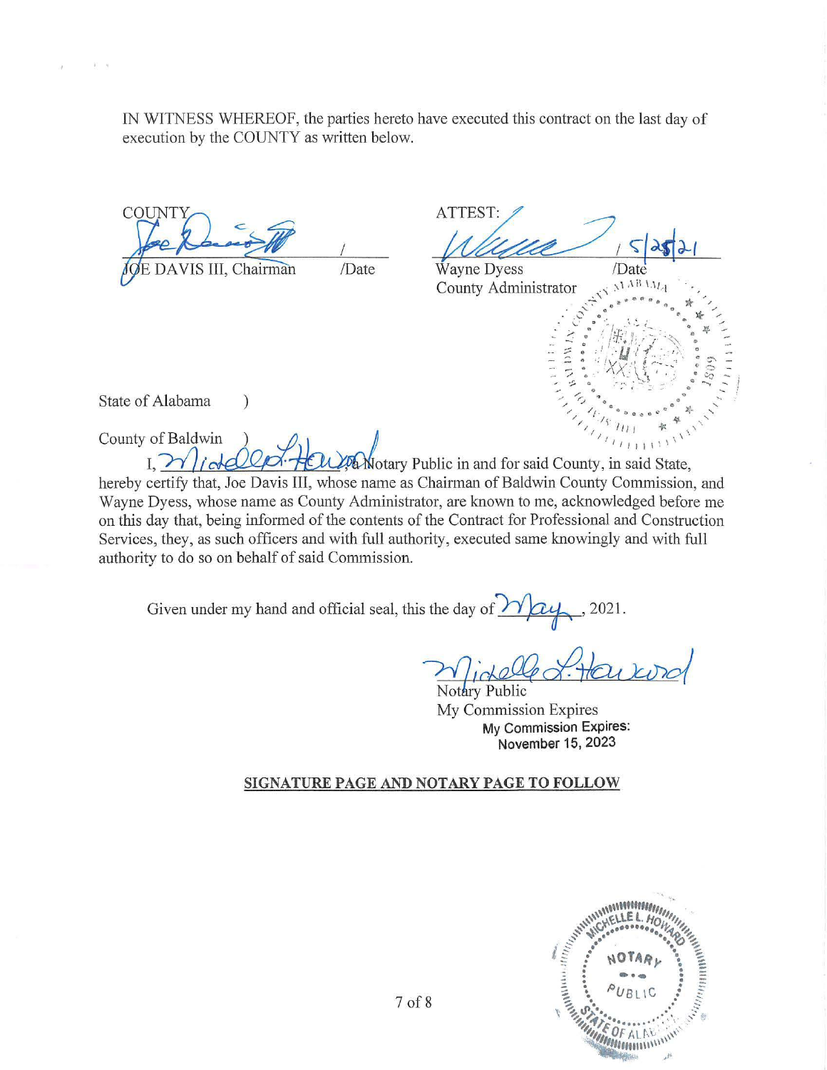IN WITNESS WHEREOF, the parties hereto have executed this contract on the last day of execution by the COUNTY as written below.

COUNTY

JOE DAVIS III, Chairman /Date

ATTEST:

Wayne Dyess /Date 5/25/21

County Administrator

State of Alabama )

County of Baldwin )

I, Michelle L. Howard, a Notary Public in and for said County, in said State, hereby certify that, Joe Davis III, whose name as Chairman of Baldwin County Commission, and Wayne Dyess, whose name as County Administrator, are known to me, acknowledged before me on this day that, being informed of the contents of the Contract for Professional and Construction Services, they, as such officers and with full authority, executed same knowingly and with full authority to do so on behalf of said Commission.

Given under my hand and official seal, this the day of May, 2021.

Notary Public

My Commission Expires

My Commission Expires: November 15, 2023

**SIGNATURE PAGE AND NOTARY PAGE TO FOLLOW**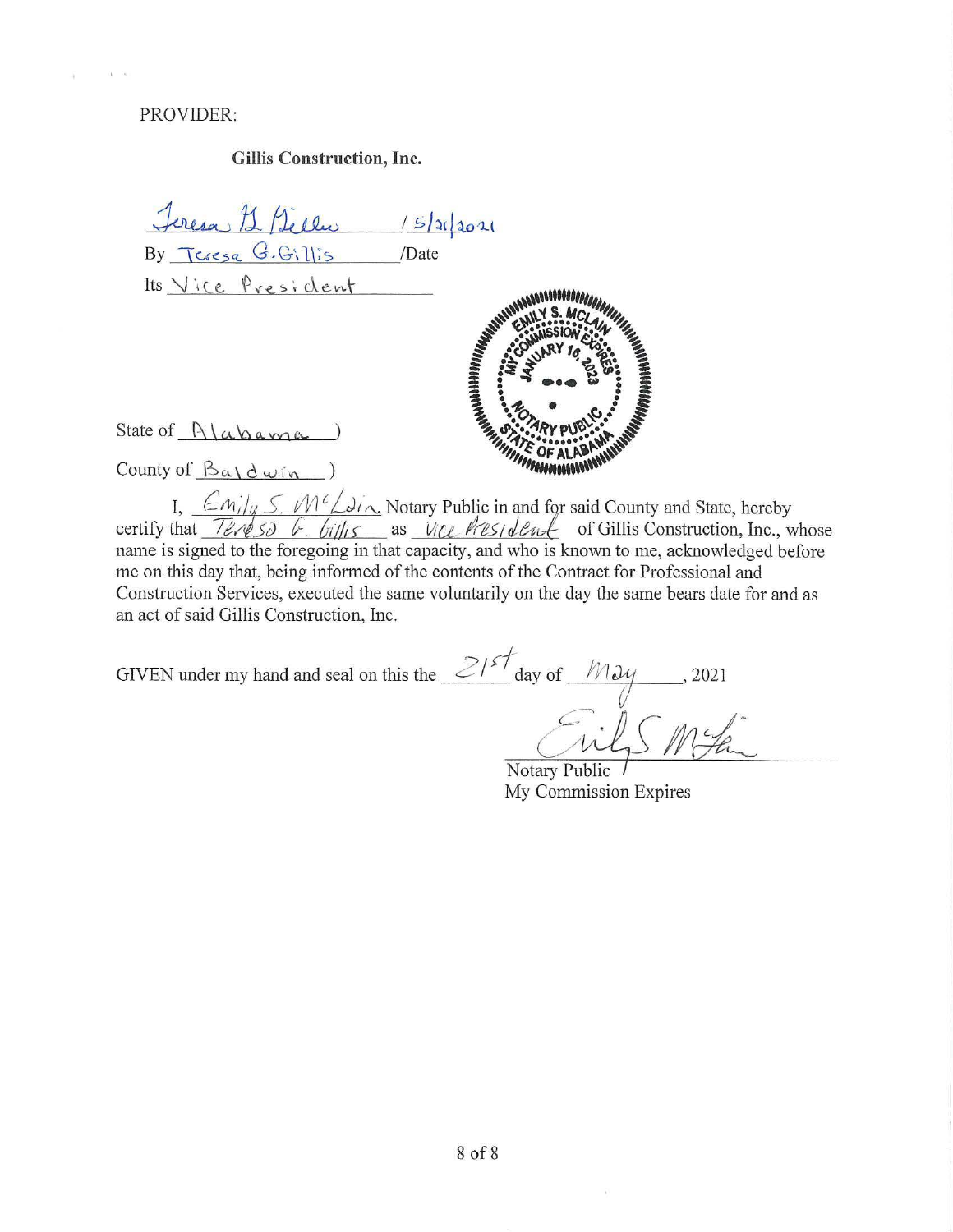PROVIDER:

**Gillis Construction, Inc.**

Teresa G. Gillis /5/21/2021

By Teresa G. Gillis /Date

Its Vice President

EMILY S. MCLAIN
MY COMMISSION EXPIRES
JANUARY 16, 2023
NOTARY PUBLIC
STATE OF ALABAMA

State of Alabama )

County of Baldwin )

I, Emily S. McLain, Notary Public in and for said County and State, hereby certify that Teresa G. Gillis as Vice President of Gillis Construction, Inc., whose name is signed to the foregoing in that capacity, and who is known to me, acknowledged before me on this day that, being informed of the contents of the Contract for Professional and Construction Services, executed the same voluntarily on the day the same bears date for and as an act of said Gillis Construction, Inc.

GIVEN under my hand and seal on this the 21st day of May, 2021

Emily S. McLain
Notary Public
My Commission Expires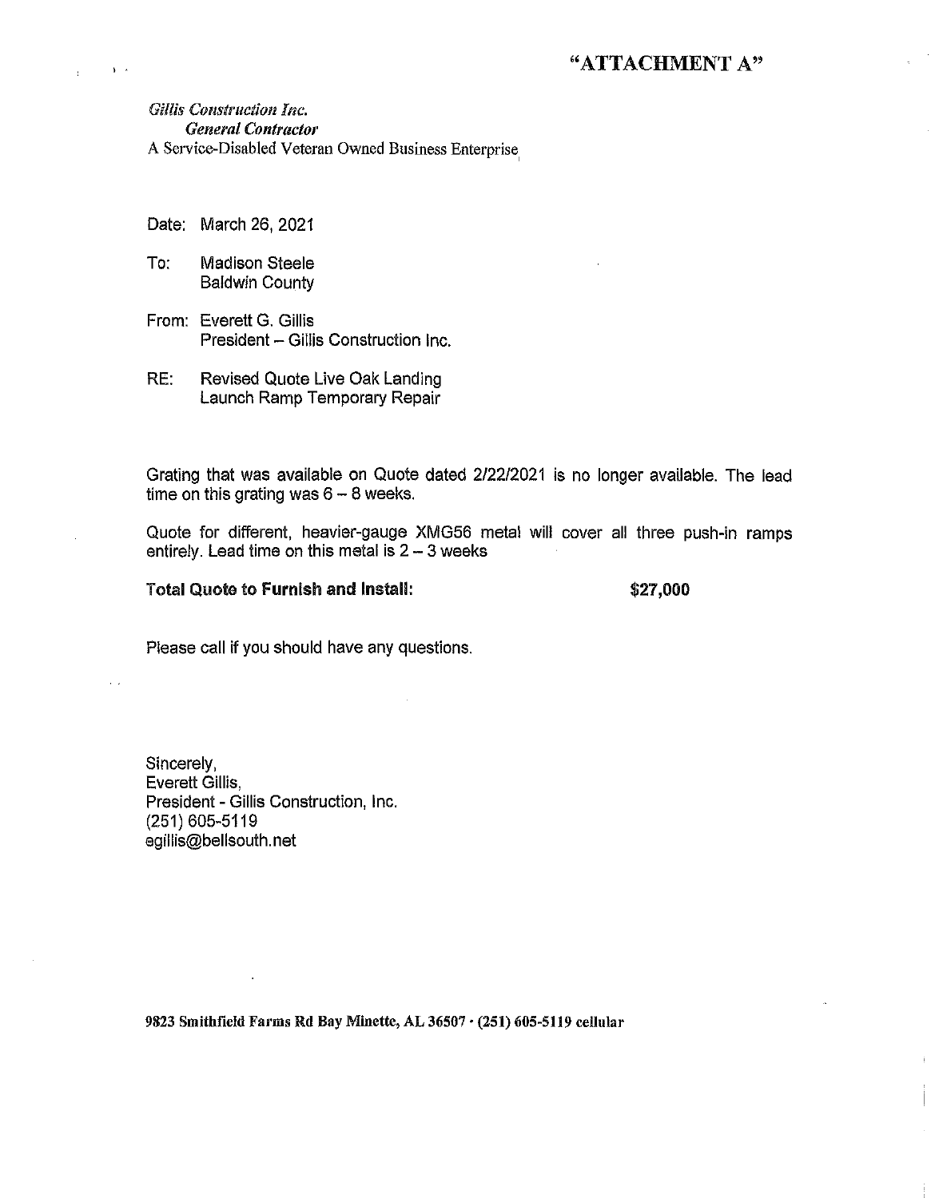**"ATTACHMENT A"**

*Gillis Construction Inc.*
*General Contractor*
A Service-Disabled Veteran Owned Business Enterprise

Date: March 26, 2021

To: Madison Steele
Baldwin County

From: Everett G. Gillis
President – Gillis Construction Inc.

RE: Revised Quote Live Oak Landing
Launch Ramp Temporary Repair

Grating that was available on Quote dated 2/22/2021 is no longer available. The lead time on this grating was 6 – 8 weeks.

Quote for different, heavier-gauge XMG56 metal will cover all three push-in ramps entirely. Lead time on this metal is 2 – 3 weeks

**Total Quote to Furnish and Install:** **$27,000**

Please call if you should have any questions.

Sincerely,
Everett Gillis,
President - Gillis Construction, Inc.
(251) 605-5119
egillis@bellsouth.net

**9823 Smithfield Farms Rd Bay Minette, AL 36507 · (251) 605-5119 cellular**